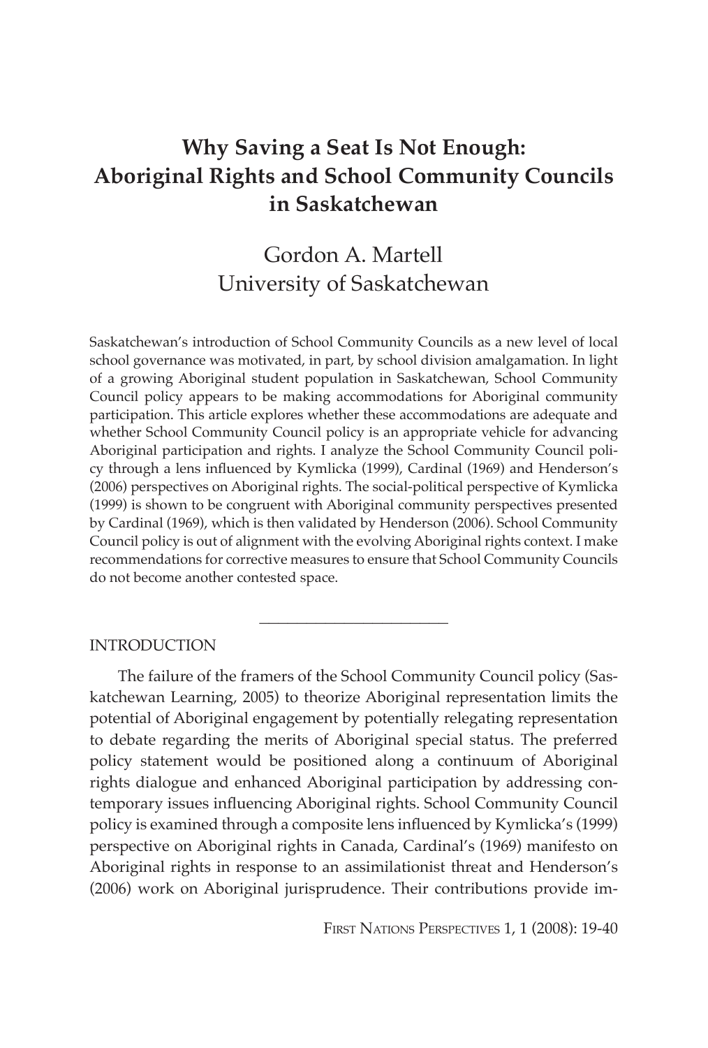# Why Saving a Seat Is Not Enough: Aboriginal Rights and School Community Councils in Saskatchewan

Gordon A. Martell
University of Saskatchewan

Saskatchewan's introduction of School Community Councils as a new level of local school governance was motivated, in part, by school division amalgamation. In light of a growing Aboriginal student population in Saskatchewan, School Community Council policy appears to be making accommodations for Aboriginal community participation. This article explores whether these accommodations are adequate and whether School Community Council policy is an appropriate vehicle for advancing Aboriginal participation and rights. I analyze the School Community Council policy through a lens influenced by Kymlicka (1999), Cardinal (1969) and Henderson's (2006) perspectives on Aboriginal rights. The social-political perspective of Kymlicka (1999) is shown to be congruent with Aboriginal community perspectives presented by Cardinal (1969), which is then validated by Henderson (2006). School Community Council policy is out of alignment with the evolving Aboriginal rights context. I make recommendations for corrective measures to ensure that School Community Councils do not become another contested space.

---

## INTRODUCTION

The failure of the framers of the School Community Council policy (Saskatchewan Learning, 2005) to theorize Aboriginal representation limits the potential of Aboriginal engagement by potentially relegating representation to debate regarding the merits of Aboriginal special status. The preferred policy statement would be positioned along a continuum of Aboriginal rights dialogue and enhanced Aboriginal participation by addressing contemporary issues influencing Aboriginal rights. School Community Council policy is examined through a composite lens influenced by Kymlicka's (1999) perspective on Aboriginal rights in Canada, Cardinal's (1969) manifesto on Aboriginal rights in response to an assimilationist threat and Henderson's (2006) work on Aboriginal jurisprudence. Their contributions provide im-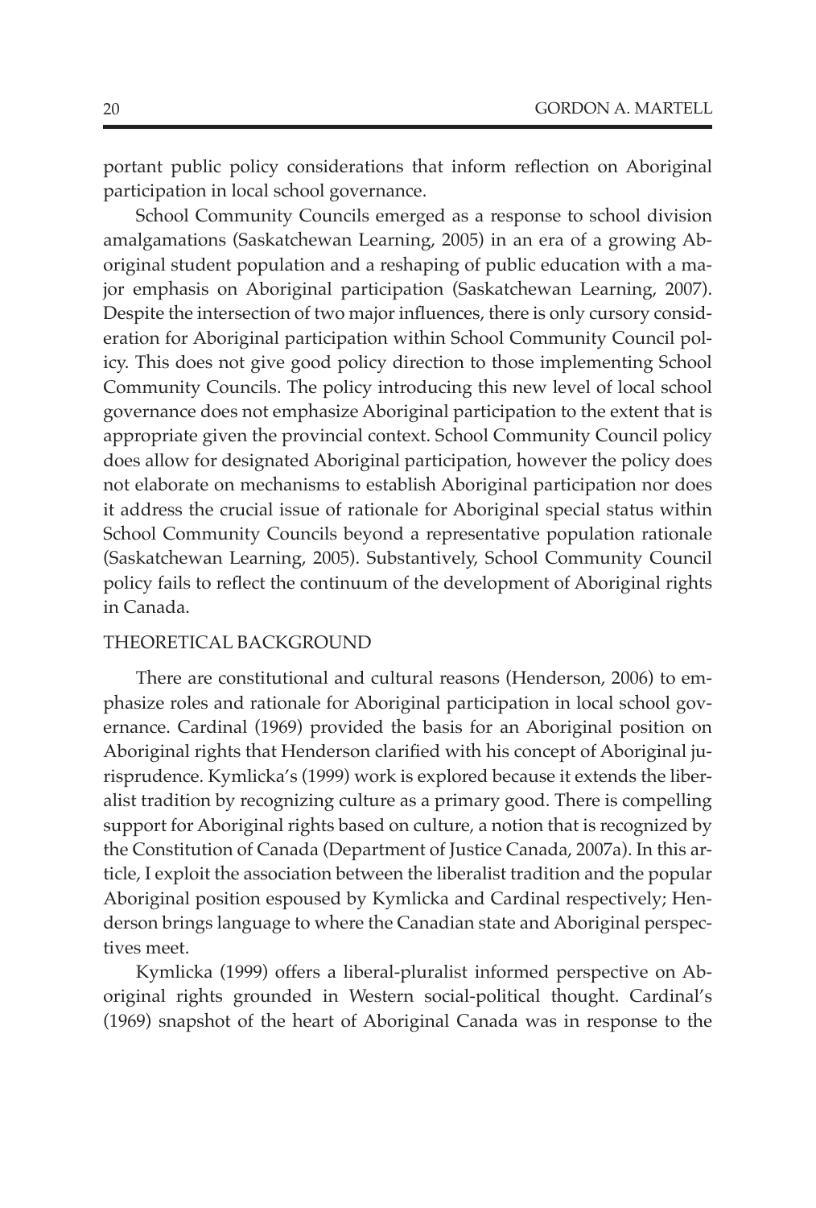portant public policy considerations that inform reflection on Aboriginal participation in local school governance.

School Community Councils emerged as a response to school division amalgamations (Saskatchewan Learning, 2005) in an era of a growing Aboriginal student population and a reshaping of public education with a major emphasis on Aboriginal participation (Saskatchewan Learning, 2007). Despite the intersection of two major influences, there is only cursory consideration for Aboriginal participation within School Community Council policy. This does not give good policy direction to those implementing School Community Councils. The policy introducing this new level of local school governance does not emphasize Aboriginal participation to the extent that is appropriate given the provincial context. School Community Council policy does allow for designated Aboriginal participation, however the policy does not elaborate on mechanisms to establish Aboriginal participation nor does it address the crucial issue of rationale for Aboriginal special status within School Community Councils beyond a representative population rationale (Saskatchewan Learning, 2005). Substantively, School Community Council policy fails to reflect the continuum of the development of Aboriginal rights in Canada.

## THEORETICAL BACKGROUND

There are constitutional and cultural reasons (Henderson, 2006) to emphasize roles and rationale for Aboriginal participation in local school governance. Cardinal (1969) provided the basis for an Aboriginal position on Aboriginal rights that Henderson clarified with his concept of Aboriginal jurisprudence. Kymlicka's (1999) work is explored because it extends the liberalist tradition by recognizing culture as a primary good. There is compelling support for Aboriginal rights based on culture, a notion that is recognized by the Constitution of Canada (Department of Justice Canada, 2007a). In this article, I exploit the association between the liberalist tradition and the popular Aboriginal position espoused by Kymlicka and Cardinal respectively; Henderson brings language to where the Canadian state and Aboriginal perspectives meet.

Kymlicka (1999) offers a liberal-pluralist informed perspective on Aboriginal rights grounded in Western social-political thought. Cardinal's (1969) snapshot of the heart of Aboriginal Canada was in response to the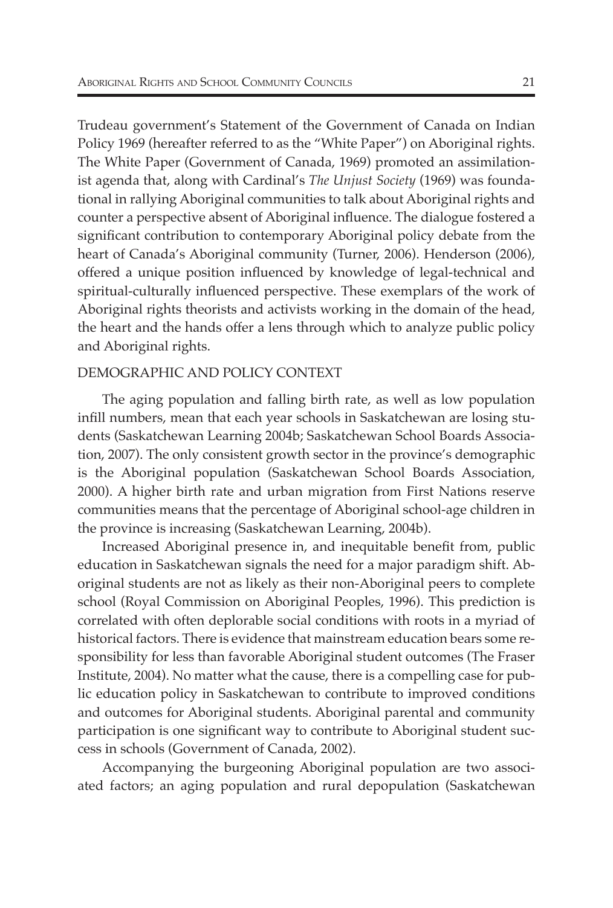Trudeau government's Statement of the Government of Canada on Indian Policy 1969 (hereafter referred to as the "White Paper") on Aboriginal rights. The White Paper (Government of Canada, 1969) promoted an assimilationist agenda that, along with Cardinal's *The Unjust Society* (1969) was foundational in rallying Aboriginal communities to talk about Aboriginal rights and counter a perspective absent of Aboriginal influence. The dialogue fostered a significant contribution to contemporary Aboriginal policy debate from the heart of Canada's Aboriginal community (Turner, 2006). Henderson (2006), offered a unique position influenced by knowledge of legal-technical and spiritual-culturally influenced perspective. These exemplars of the work of Aboriginal rights theorists and activists working in the domain of the head, the heart and the hands offer a lens through which to analyze public policy and Aboriginal rights.

## DEMOGRAPHIC AND POLICY CONTEXT

The aging population and falling birth rate, as well as low population infill numbers, mean that each year schools in Saskatchewan are losing students (Saskatchewan Learning 2004b; Saskatchewan School Boards Association, 2007). The only consistent growth sector in the province's demographic is the Aboriginal population (Saskatchewan School Boards Association, 2000). A higher birth rate and urban migration from First Nations reserve communities means that the percentage of Aboriginal school-age children in the province is increasing (Saskatchewan Learning, 2004b).

Increased Aboriginal presence in, and inequitable benefit from, public education in Saskatchewan signals the need for a major paradigm shift. Aboriginal students are not as likely as their non-Aboriginal peers to complete school (Royal Commission on Aboriginal Peoples, 1996). This prediction is correlated with often deplorable social conditions with roots in a myriad of historical factors. There is evidence that mainstream education bears some responsibility for less than favorable Aboriginal student outcomes (The Fraser Institute, 2004). No matter what the cause, there is a compelling case for public education policy in Saskatchewan to contribute to improved conditions and outcomes for Aboriginal students. Aboriginal parental and community participation is one significant way to contribute to Aboriginal student success in schools (Government of Canada, 2002).

Accompanying the burgeoning Aboriginal population are two associated factors; an aging population and rural depopulation (Saskatchewan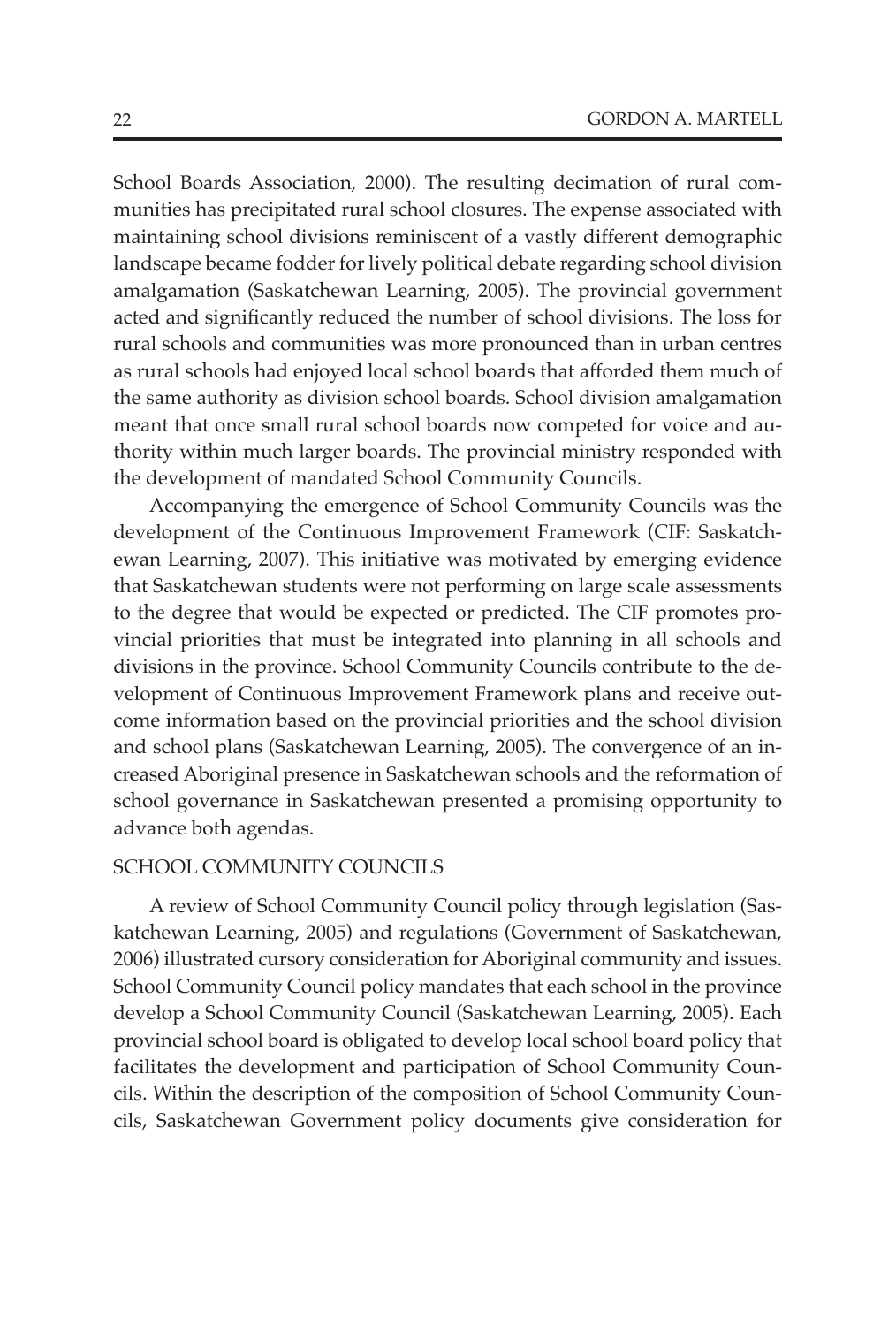School Boards Association, 2000). The resulting decimation of rural communities has precipitated rural school closures. The expense associated with maintaining school divisions reminiscent of a vastly different demographic landscape became fodder for lively political debate regarding school division amalgamation (Saskatchewan Learning, 2005). The provincial government acted and significantly reduced the number of school divisions. The loss for rural schools and communities was more pronounced than in urban centres as rural schools had enjoyed local school boards that afforded them much of the same authority as division school boards. School division amalgamation meant that once small rural school boards now competed for voice and authority within much larger boards. The provincial ministry responded with the development of mandated School Community Councils.

Accompanying the emergence of School Community Councils was the development of the Continuous Improvement Framework (CIF: Saskatchewan Learning, 2007). This initiative was motivated by emerging evidence that Saskatchewan students were not performing on large scale assessments to the degree that would be expected or predicted. The CIF promotes provincial priorities that must be integrated into planning in all schools and divisions in the province. School Community Councils contribute to the development of Continuous Improvement Framework plans and receive outcome information based on the provincial priorities and the school division and school plans (Saskatchewan Learning, 2005). The convergence of an increased Aboriginal presence in Saskatchewan schools and the reformation of school governance in Saskatchewan presented a promising opportunity to advance both agendas.

## SCHOOL COMMUNITY COUNCILS

A review of School Community Council policy through legislation (Saskatchewan Learning, 2005) and regulations (Government of Saskatchewan, 2006) illustrated cursory consideration for Aboriginal community and issues. School Community Council policy mandates that each school in the province develop a School Community Council (Saskatchewan Learning, 2005). Each provincial school board is obligated to develop local school board policy that facilitates the development and participation of School Community Councils. Within the description of the composition of School Community Councils, Saskatchewan Government policy documents give consideration for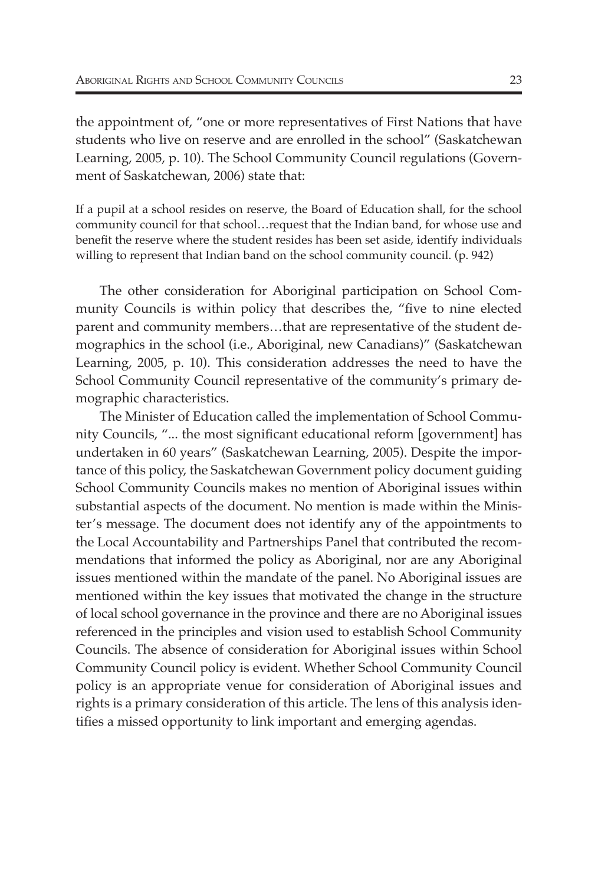the appointment of, "one or more representatives of First Nations that have students who live on reserve and are enrolled in the school" (Saskatchewan Learning, 2005, p. 10). The School Community Council regulations (Government of Saskatchewan, 2006) state that:

> If a pupil at a school resides on reserve, the Board of Education shall, for the school community council for that school…request that the Indian band, for whose use and benefit the reserve where the student resides has been set aside, identify individuals willing to represent that Indian band on the school community council. (p. 942)

The other consideration for Aboriginal participation on School Community Councils is within policy that describes the, "five to nine elected parent and community members…that are representative of the student demographics in the school (i.e., Aboriginal, new Canadians)" (Saskatchewan Learning, 2005, p. 10). This consideration addresses the need to have the School Community Council representative of the community's primary demographic characteristics.

The Minister of Education called the implementation of School Community Councils, "... the most significant educational reform [government] has undertaken in 60 years" (Saskatchewan Learning, 2005). Despite the importance of this policy, the Saskatchewan Government policy document guiding School Community Councils makes no mention of Aboriginal issues within substantial aspects of the document. No mention is made within the Minister's message. The document does not identify any of the appointments to the Local Accountability and Partnerships Panel that contributed the recommendations that informed the policy as Aboriginal, nor are any Aboriginal issues mentioned within the mandate of the panel. No Aboriginal issues are mentioned within the key issues that motivated the change in the structure of local school governance in the province and there are no Aboriginal issues referenced in the principles and vision used to establish School Community Councils. The absence of consideration for Aboriginal issues within School Community Council policy is evident. Whether School Community Council policy is an appropriate venue for consideration of Aboriginal issues and rights is a primary consideration of this article. The lens of this analysis identifies a missed opportunity to link important and emerging agendas.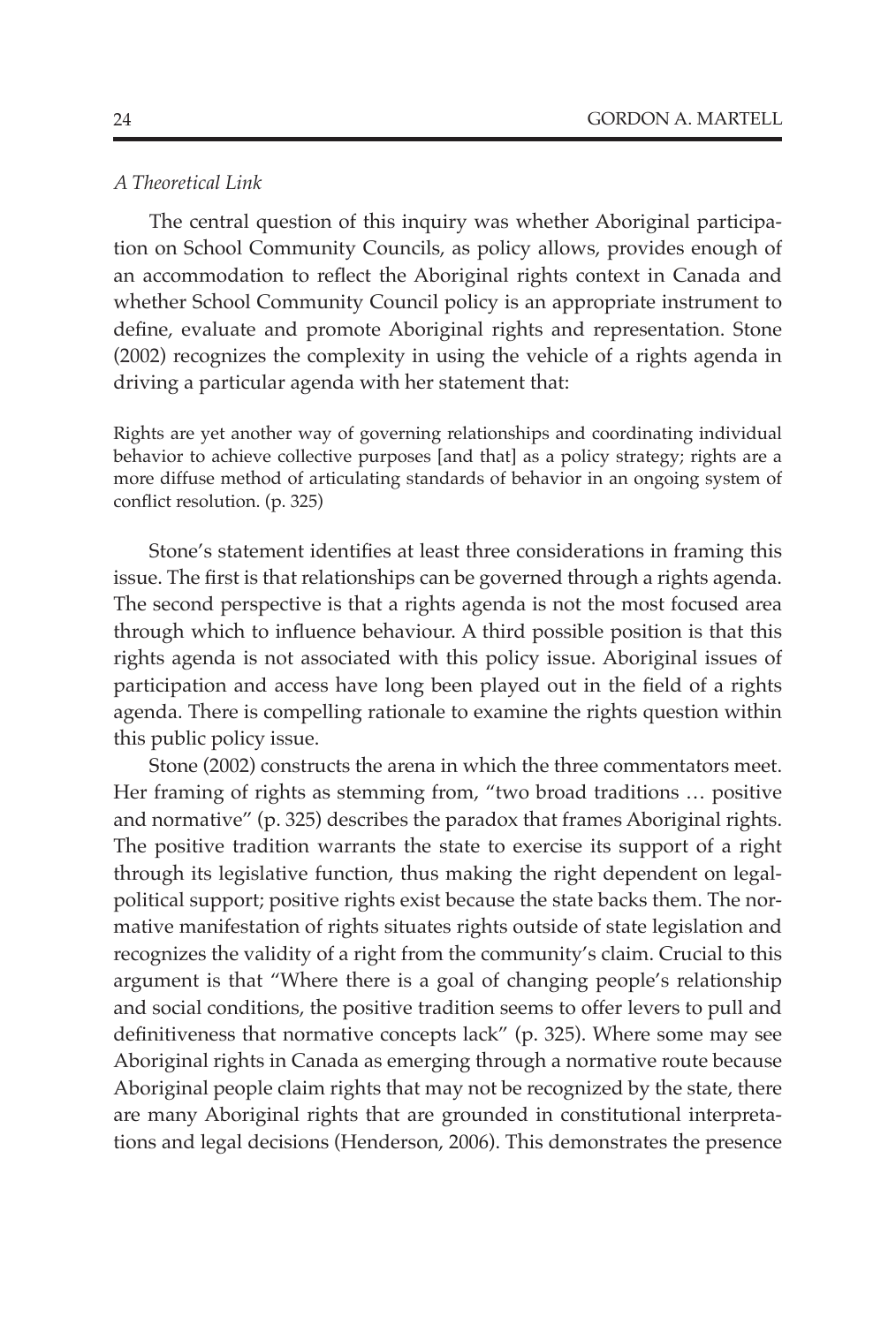*A Theoretical Link*

The central question of this inquiry was whether Aboriginal participation on School Community Councils, as policy allows, provides enough of an accommodation to reflect the Aboriginal rights context in Canada and whether School Community Council policy is an appropriate instrument to define, evaluate and promote Aboriginal rights and representation. Stone (2002) recognizes the complexity in using the vehicle of a rights agenda in driving a particular agenda with her statement that:

> Rights are yet another way of governing relationships and coordinating individual behavior to achieve collective purposes [and that] as a policy strategy; rights are a more diffuse method of articulating standards of behavior in an ongoing system of conflict resolution. (p. 325)

Stone's statement identifies at least three considerations in framing this issue. The first is that relationships can be governed through a rights agenda. The second perspective is that a rights agenda is not the most focused area through which to influence behaviour. A third possible position is that this rights agenda is not associated with this policy issue. Aboriginal issues of participation and access have long been played out in the field of a rights agenda. There is compelling rationale to examine the rights question within this public policy issue.

Stone (2002) constructs the arena in which the three commentators meet. Her framing of rights as stemming from, "two broad traditions … positive and normative" (p. 325) describes the paradox that frames Aboriginal rights. The positive tradition warrants the state to exercise its support of a right through its legislative function, thus making the right dependent on legal-political support; positive rights exist because the state backs them. The normative manifestation of rights situates rights outside of state legislation and recognizes the validity of a right from the community's claim. Crucial to this argument is that "Where there is a goal of changing people's relationship and social conditions, the positive tradition seems to offer levers to pull and definitiveness that normative concepts lack" (p. 325). Where some may see Aboriginal rights in Canada as emerging through a normative route because Aboriginal people claim rights that may not be recognized by the state, there are many Aboriginal rights that are grounded in constitutional interpretations and legal decisions (Henderson, 2006). This demonstrates the presence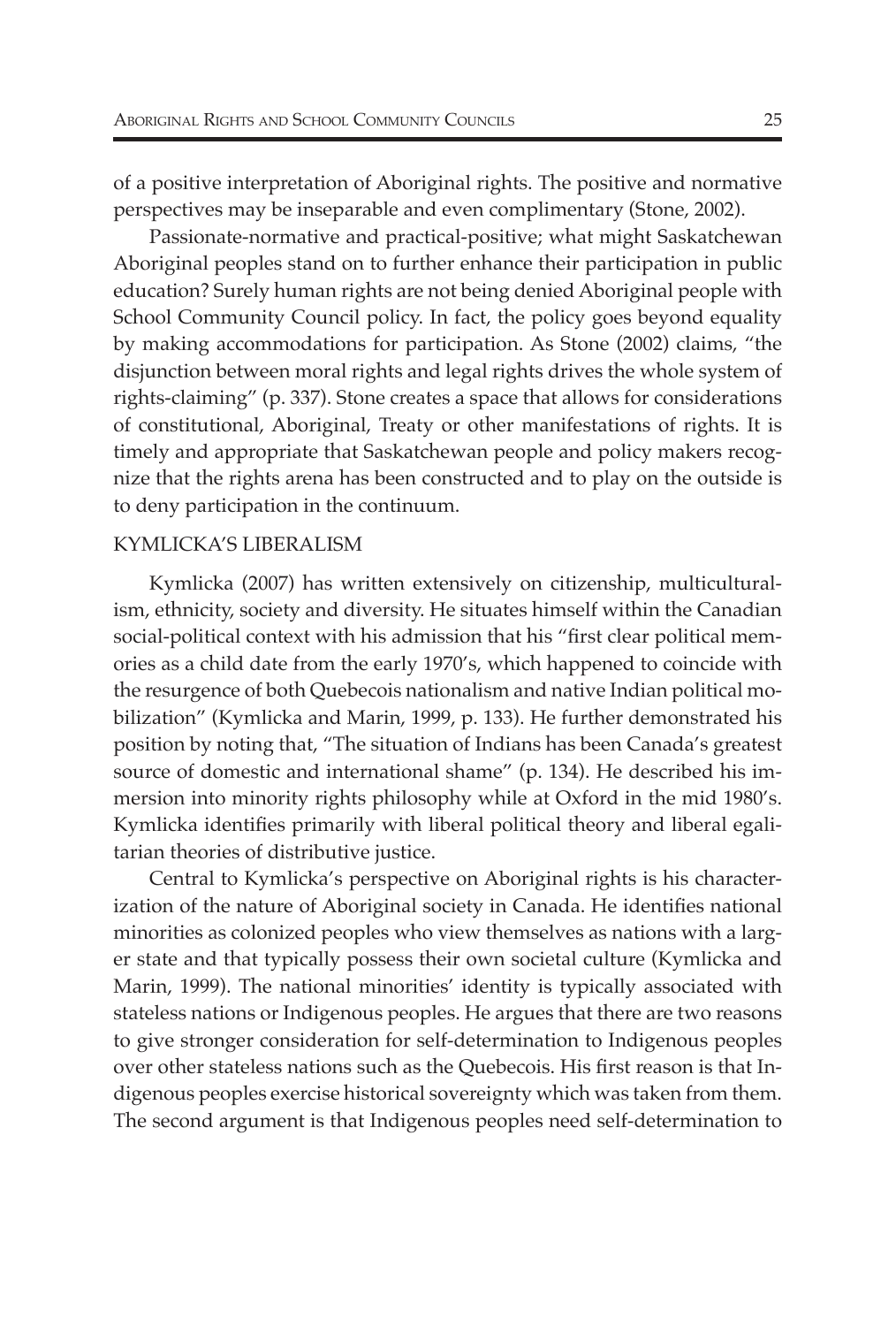of a positive interpretation of Aboriginal rights. The positive and normative perspectives may be inseparable and even complimentary (Stone, 2002).

Passionate-normative and practical-positive; what might Saskatchewan Aboriginal peoples stand on to further enhance their participation in public education? Surely human rights are not being denied Aboriginal people with School Community Council policy. In fact, the policy goes beyond equality by making accommodations for participation. As Stone (2002) claims, "the disjunction between moral rights and legal rights drives the whole system of rights-claiming" (p. 337). Stone creates a space that allows for considerations of constitutional, Aboriginal, Treaty or other manifestations of rights. It is timely and appropriate that Saskatchewan people and policy makers recognize that the rights arena has been constructed and to play on the outside is to deny participation in the continuum.

## KYMLICKA'S LIBERALISM

Kymlicka (2007) has written extensively on citizenship, multiculturalism, ethnicity, society and diversity. He situates himself within the Canadian social-political context with his admission that his "first clear political memories as a child date from the early 1970's, which happened to coincide with the resurgence of both Quebecois nationalism and native Indian political mobilization" (Kymlicka and Marin, 1999, p. 133). He further demonstrated his position by noting that, "The situation of Indians has been Canada's greatest source of domestic and international shame" (p. 134). He described his immersion into minority rights philosophy while at Oxford in the mid 1980's. Kymlicka identifies primarily with liberal political theory and liberal egalitarian theories of distributive justice.

Central to Kymlicka's perspective on Aboriginal rights is his characterization of the nature of Aboriginal society in Canada. He identifies national minorities as colonized peoples who view themselves as nations with a larger state and that typically possess their own societal culture (Kymlicka and Marin, 1999). The national minorities' identity is typically associated with stateless nations or Indigenous peoples. He argues that there are two reasons to give stronger consideration for self-determination to Indigenous peoples over other stateless nations such as the Quebecois. His first reason is that Indigenous peoples exercise historical sovereignty which was taken from them. The second argument is that Indigenous peoples need self-determination to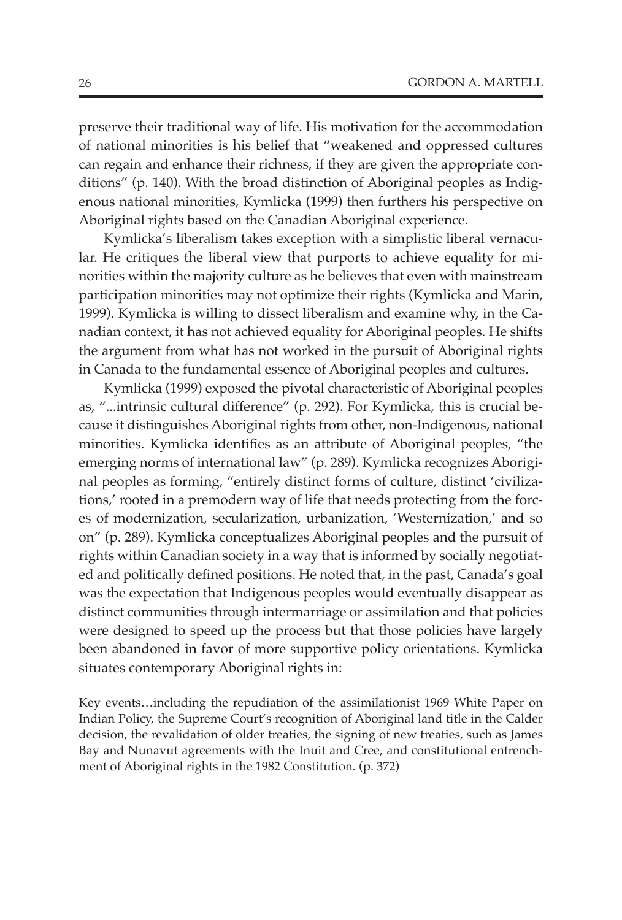preserve their traditional way of life. His motivation for the accommodation of national minorities is his belief that "weakened and oppressed cultures can regain and enhance their richness, if they are given the appropriate conditions" (p. 140). With the broad distinction of Aboriginal peoples as Indigenous national minorities, Kymlicka (1999) then furthers his perspective on Aboriginal rights based on the Canadian Aboriginal experience.

Kymlicka's liberalism takes exception with a simplistic liberal vernacular. He critiques the liberal view that purports to achieve equality for minorities within the majority culture as he believes that even with mainstream participation minorities may not optimize their rights (Kymlicka and Marin, 1999). Kymlicka is willing to dissect liberalism and examine why, in the Canadian context, it has not achieved equality for Aboriginal peoples. He shifts the argument from what has not worked in the pursuit of Aboriginal rights in Canada to the fundamental essence of Aboriginal peoples and cultures.

Kymlicka (1999) exposed the pivotal characteristic of Aboriginal peoples as, "...intrinsic cultural difference" (p. 292). For Kymlicka, this is crucial because it distinguishes Aboriginal rights from other, non-Indigenous, national minorities. Kymlicka identifies as an attribute of Aboriginal peoples, "the emerging norms of international law" (p. 289). Kymlicka recognizes Aboriginal peoples as forming, "entirely distinct forms of culture, distinct 'civilizations,' rooted in a premodern way of life that needs protecting from the forces of modernization, secularization, urbanization, 'Westernization,' and so on" (p. 289). Kymlicka conceptualizes Aboriginal peoples and the pursuit of rights within Canadian society in a way that is informed by socially negotiated and politically defined positions. He noted that, in the past, Canada's goal was the expectation that Indigenous peoples would eventually disappear as distinct communities through intermarriage or assimilation and that policies were designed to speed up the process but that those policies have largely been abandoned in favor of more supportive policy orientations. Kymlicka situates contemporary Aboriginal rights in:

> Key events…including the repudiation of the assimilationist 1969 White Paper on Indian Policy, the Supreme Court's recognition of Aboriginal land title in the Calder decision, the revalidation of older treaties, the signing of new treaties, such as James Bay and Nunavut agreements with the Inuit and Cree, and constitutional entrenchment of Aboriginal rights in the 1982 Constitution. (p. 372)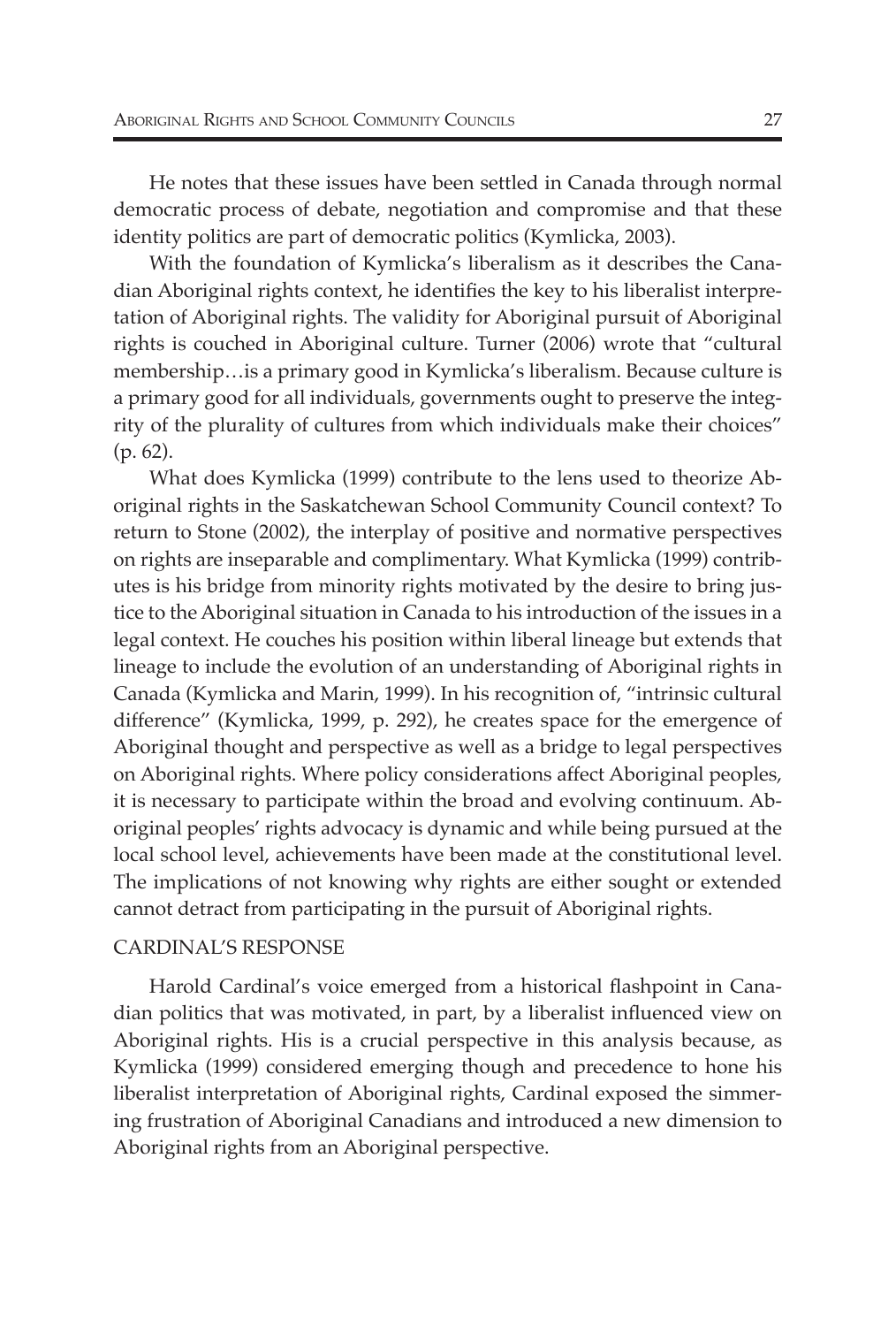He notes that these issues have been settled in Canada through normal democratic process of debate, negotiation and compromise and that these identity politics are part of democratic politics (Kymlicka, 2003).

With the foundation of Kymlicka's liberalism as it describes the Canadian Aboriginal rights context, he identifies the key to his liberalist interpretation of Aboriginal rights. The validity for Aboriginal pursuit of Aboriginal rights is couched in Aboriginal culture. Turner (2006) wrote that "cultural membership…is a primary good in Kymlicka's liberalism. Because culture is a primary good for all individuals, governments ought to preserve the integrity of the plurality of cultures from which individuals make their choices" (p. 62).

What does Kymlicka (1999) contribute to the lens used to theorize Aboriginal rights in the Saskatchewan School Community Council context? To return to Stone (2002), the interplay of positive and normative perspectives on rights are inseparable and complimentary. What Kymlicka (1999) contributes is his bridge from minority rights motivated by the desire to bring justice to the Aboriginal situation in Canada to his introduction of the issues in a legal context. He couches his position within liberal lineage but extends that lineage to include the evolution of an understanding of Aboriginal rights in Canada (Kymlicka and Marin, 1999). In his recognition of, "intrinsic cultural difference" (Kymlicka, 1999, p. 292), he creates space for the emergence of Aboriginal thought and perspective as well as a bridge to legal perspectives on Aboriginal rights. Where policy considerations affect Aboriginal peoples, it is necessary to participate within the broad and evolving continuum. Aboriginal peoples' rights advocacy is dynamic and while being pursued at the local school level, achievements have been made at the constitutional level. The implications of not knowing why rights are either sought or extended cannot detract from participating in the pursuit of Aboriginal rights.

## CARDINAL'S RESPONSE

Harold Cardinal's voice emerged from a historical flashpoint in Canadian politics that was motivated, in part, by a liberalist influenced view on Aboriginal rights. His is a crucial perspective in this analysis because, as Kymlicka (1999) considered emerging though and precedence to hone his liberalist interpretation of Aboriginal rights, Cardinal exposed the simmering frustration of Aboriginal Canadians and introduced a new dimension to Aboriginal rights from an Aboriginal perspective.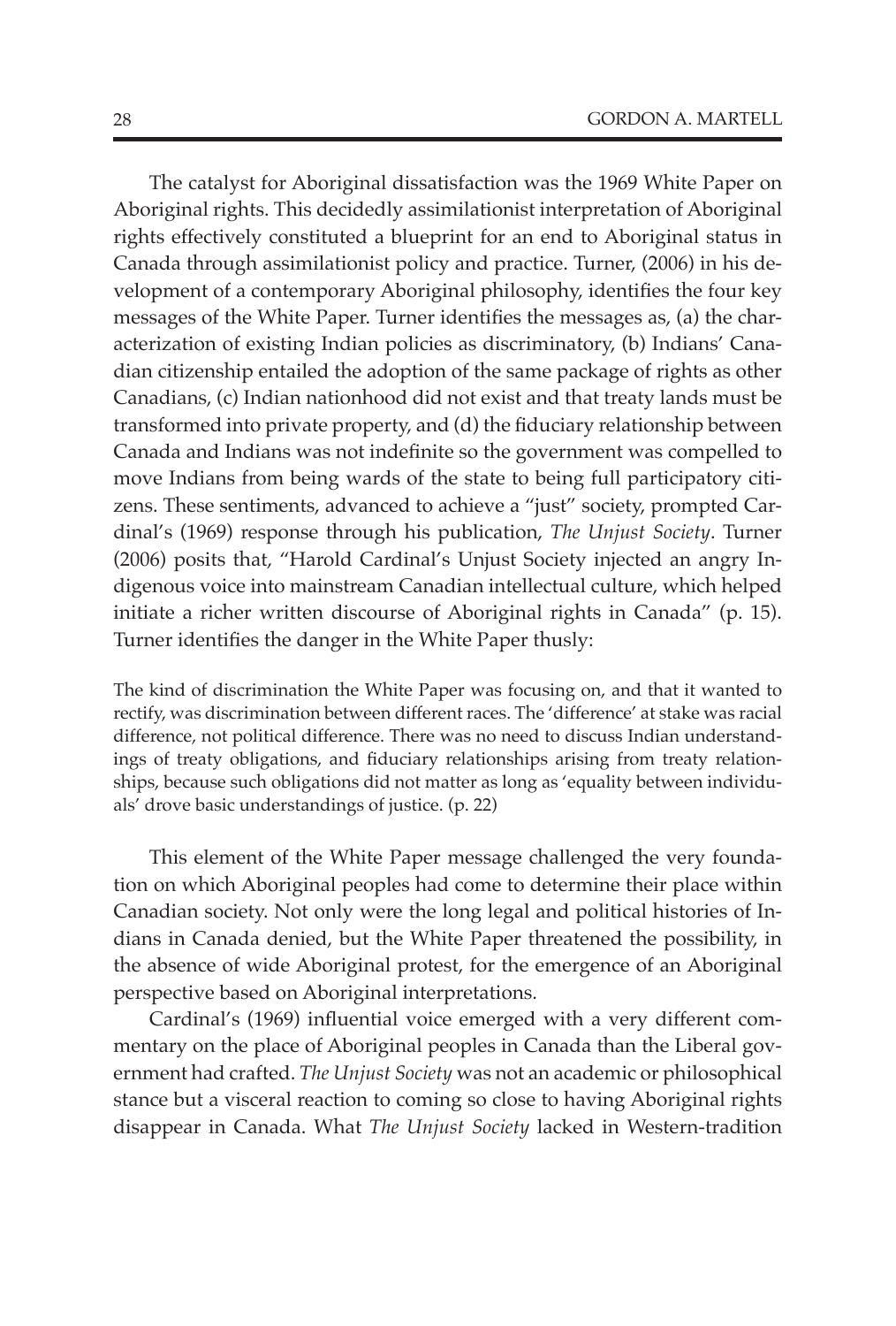The catalyst for Aboriginal dissatisfaction was the 1969 White Paper on Aboriginal rights. This decidedly assimilationist interpretation of Aboriginal rights effectively constituted a blueprint for an end to Aboriginal status in Canada through assimilationist policy and practice. Turner, (2006) in his development of a contemporary Aboriginal philosophy, identifies the four key messages of the White Paper. Turner identifies the messages as, (a) the characterization of existing Indian policies as discriminatory, (b) Indians' Canadian citizenship entailed the adoption of the same package of rights as other Canadians, (c) Indian nationhood did not exist and that treaty lands must be transformed into private property, and (d) the fiduciary relationship between Canada and Indians was not indefinite so the government was compelled to move Indians from being wards of the state to being full participatory citizens. These sentiments, advanced to achieve a "just" society, prompted Cardinal's (1969) response through his publication, *The Unjust Society*. Turner (2006) posits that, "Harold Cardinal's Unjust Society injected an angry Indigenous voice into mainstream Canadian intellectual culture, which helped initiate a richer written discourse of Aboriginal rights in Canada" (p. 15). Turner identifies the danger in the White Paper thusly:

> The kind of discrimination the White Paper was focusing on, and that it wanted to rectify, was discrimination between different races. The 'difference' at stake was racial difference, not political difference. There was no need to discuss Indian understandings of treaty obligations, and fiduciary relationships arising from treaty relationships, because such obligations did not matter as long as 'equality between individuals' drove basic understandings of justice. (p. 22)

This element of the White Paper message challenged the very foundation on which Aboriginal peoples had come to determine their place within Canadian society. Not only were the long legal and political histories of Indians in Canada denied, but the White Paper threatened the possibility, in the absence of wide Aboriginal protest, for the emergence of an Aboriginal perspective based on Aboriginal interpretations.

Cardinal's (1969) influential voice emerged with a very different commentary on the place of Aboriginal peoples in Canada than the Liberal government had crafted. *The Unjust Society* was not an academic or philosophical stance but a visceral reaction to coming so close to having Aboriginal rights disappear in Canada. What *The Unjust Society* lacked in Western-tradition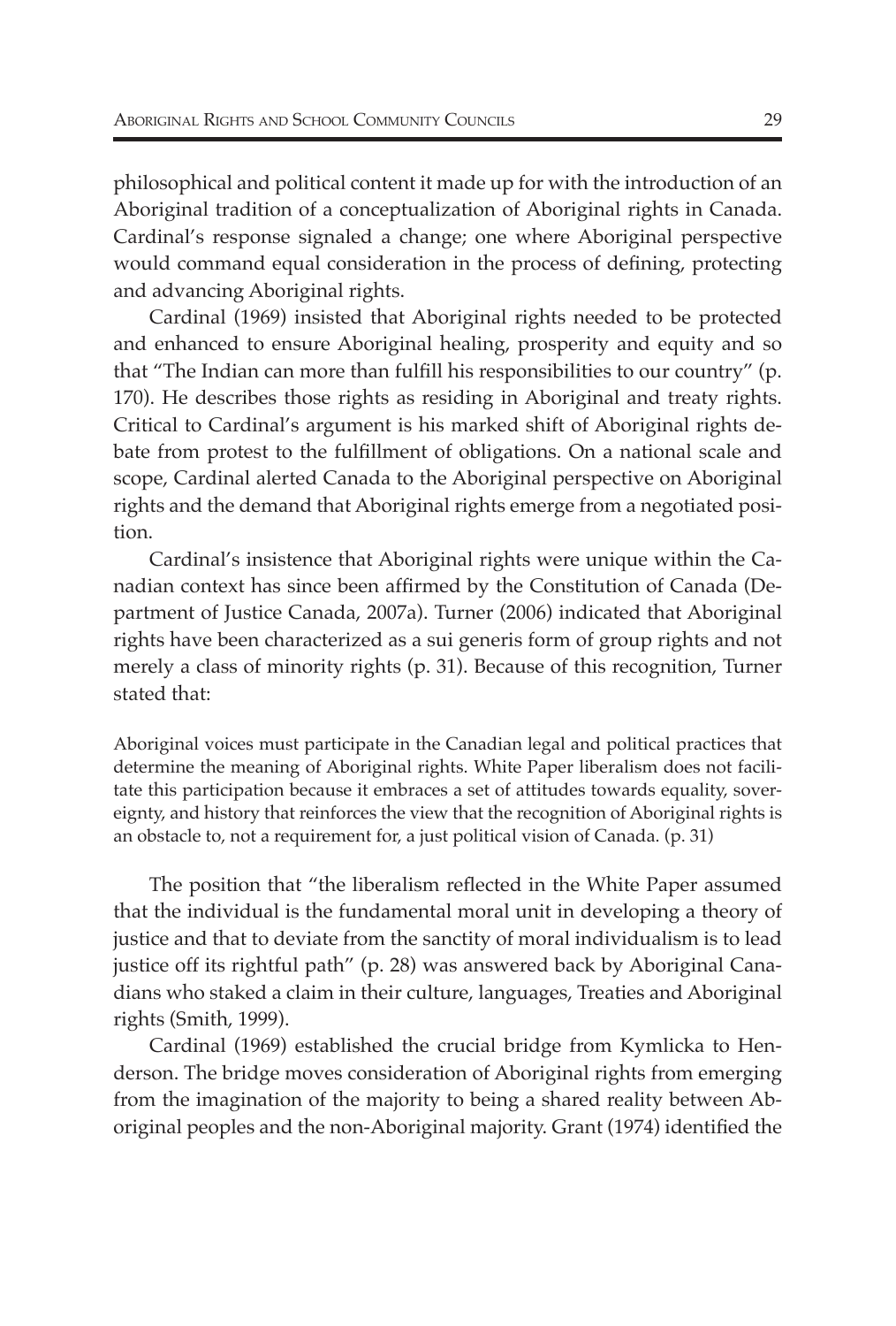philosophical and political content it made up for with the introduction of an Aboriginal tradition of a conceptualization of Aboriginal rights in Canada. Cardinal's response signaled a change; one where Aboriginal perspective would command equal consideration in the process of defining, protecting and advancing Aboriginal rights.

Cardinal (1969) insisted that Aboriginal rights needed to be protected and enhanced to ensure Aboriginal healing, prosperity and equity and so that "The Indian can more than fulfill his responsibilities to our country" (p. 170). He describes those rights as residing in Aboriginal and treaty rights. Critical to Cardinal's argument is his marked shift of Aboriginal rights debate from protest to the fulfillment of obligations. On a national scale and scope, Cardinal alerted Canada to the Aboriginal perspective on Aboriginal rights and the demand that Aboriginal rights emerge from a negotiated position.

Cardinal's insistence that Aboriginal rights were unique within the Canadian context has since been affirmed by the Constitution of Canada (Department of Justice Canada, 2007a). Turner (2006) indicated that Aboriginal rights have been characterized as a sui generis form of group rights and not merely a class of minority rights (p. 31). Because of this recognition, Turner stated that:

> Aboriginal voices must participate in the Canadian legal and political practices that determine the meaning of Aboriginal rights. White Paper liberalism does not facilitate this participation because it embraces a set of attitudes towards equality, sovereignty, and history that reinforces the view that the recognition of Aboriginal rights is an obstacle to, not a requirement for, a just political vision of Canada. (p. 31)

The position that "the liberalism reflected in the White Paper assumed that the individual is the fundamental moral unit in developing a theory of justice and that to deviate from the sanctity of moral individualism is to lead justice off its rightful path" (p. 28) was answered back by Aboriginal Canadians who staked a claim in their culture, languages, Treaties and Aboriginal rights (Smith, 1999).

Cardinal (1969) established the crucial bridge from Kymlicka to Henderson. The bridge moves consideration of Aboriginal rights from emerging from the imagination of the majority to being a shared reality between Aboriginal peoples and the non-Aboriginal majority. Grant (1974) identified the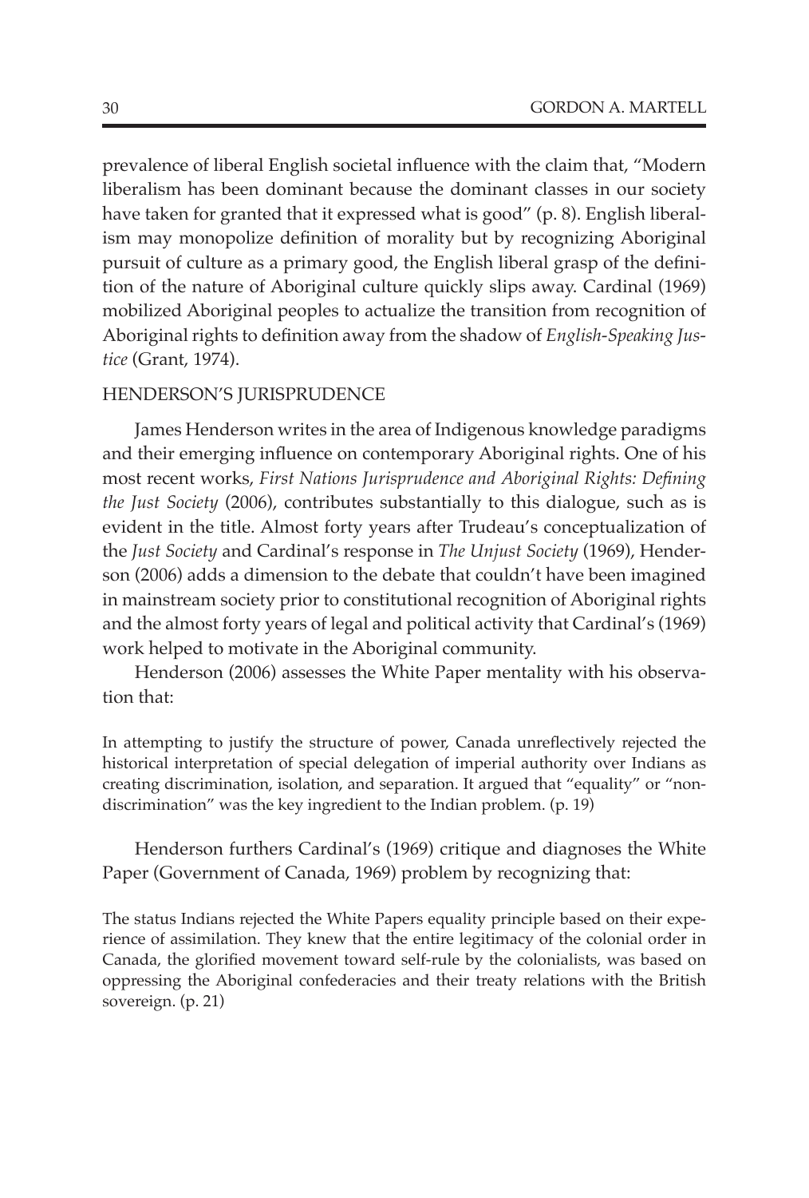prevalence of liberal English societal influence with the claim that, "Modern liberalism has been dominant because the dominant classes in our society have taken for granted that it expressed what is good" (p. 8). English liberalism may monopolize definition of morality but by recognizing Aboriginal pursuit of culture as a primary good, the English liberal grasp of the definition of the nature of Aboriginal culture quickly slips away. Cardinal (1969) mobilized Aboriginal peoples to actualize the transition from recognition of Aboriginal rights to definition away from the shadow of *English-Speaking Justice* (Grant, 1974).

## HENDERSON'S JURISPRUDENCE

James Henderson writes in the area of Indigenous knowledge paradigms and their emerging influence on contemporary Aboriginal rights. One of his most recent works, *First Nations Jurisprudence and Aboriginal Rights: Defining the Just Society* (2006), contributes substantially to this dialogue, such as is evident in the title. Almost forty years after Trudeau's conceptualization of the *Just Society* and Cardinal's response in *The Unjust Society* (1969), Henderson (2006) adds a dimension to the debate that couldn't have been imagined in mainstream society prior to constitutional recognition of Aboriginal rights and the almost forty years of legal and political activity that Cardinal's (1969) work helped to motivate in the Aboriginal community.

Henderson (2006) assesses the White Paper mentality with his observation that:

> In attempting to justify the structure of power, Canada unreflectively rejected the historical interpretation of special delegation of imperial authority over Indians as creating discrimination, isolation, and separation. It argued that "equality" or "non-discrimination" was the key ingredient to the Indian problem. (p. 19)

Henderson furthers Cardinal's (1969) critique and diagnoses the White Paper (Government of Canada, 1969) problem by recognizing that:

> The status Indians rejected the White Papers equality principle based on their experience of assimilation. They knew that the entire legitimacy of the colonial order in Canada, the glorified movement toward self-rule by the colonialists, was based on oppressing the Aboriginal confederacies and their treaty relations with the British sovereign. (p. 21)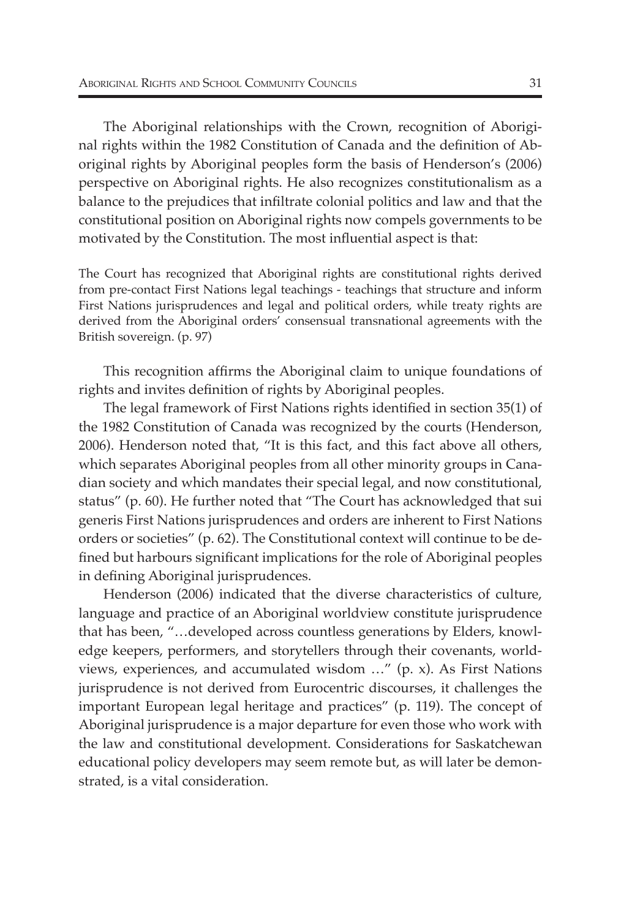The Aboriginal relationships with the Crown, recognition of Aboriginal rights within the 1982 Constitution of Canada and the definition of Aboriginal rights by Aboriginal peoples form the basis of Henderson's (2006) perspective on Aboriginal rights. He also recognizes constitutionalism as a balance to the prejudices that infiltrate colonial politics and law and that the constitutional position on Aboriginal rights now compels governments to be motivated by the Constitution. The most influential aspect is that:

> The Court has recognized that Aboriginal rights are constitutional rights derived from pre-contact First Nations legal teachings - teachings that structure and inform First Nations jurisprudences and legal and political orders, while treaty rights are derived from the Aboriginal orders' consensual transnational agreements with the British sovereign. (p. 97)

This recognition affirms the Aboriginal claim to unique foundations of rights and invites definition of rights by Aboriginal peoples.

The legal framework of First Nations rights identified in section 35(1) of the 1982 Constitution of Canada was recognized by the courts (Henderson, 2006). Henderson noted that, "It is this fact, and this fact above all others, which separates Aboriginal peoples from all other minority groups in Canadian society and which mandates their special legal, and now constitutional, status" (p. 60). He further noted that "The Court has acknowledged that sui generis First Nations jurisprudences and orders are inherent to First Nations orders or societies" (p. 62). The Constitutional context will continue to be defined but harbours significant implications for the role of Aboriginal peoples in defining Aboriginal jurisprudences.

Henderson (2006) indicated that the diverse characteristics of culture, language and practice of an Aboriginal worldview constitute jurisprudence that has been, "…developed across countless generations by Elders, knowledge keepers, performers, and storytellers through their covenants, worldviews, experiences, and accumulated wisdom …" (p. x). As First Nations jurisprudence is not derived from Eurocentric discourses, it challenges the important European legal heritage and practices" (p. 119). The concept of Aboriginal jurisprudence is a major departure for even those who work with the law and constitutional development. Considerations for Saskatchewan educational policy developers may seem remote but, as will later be demonstrated, is a vital consideration.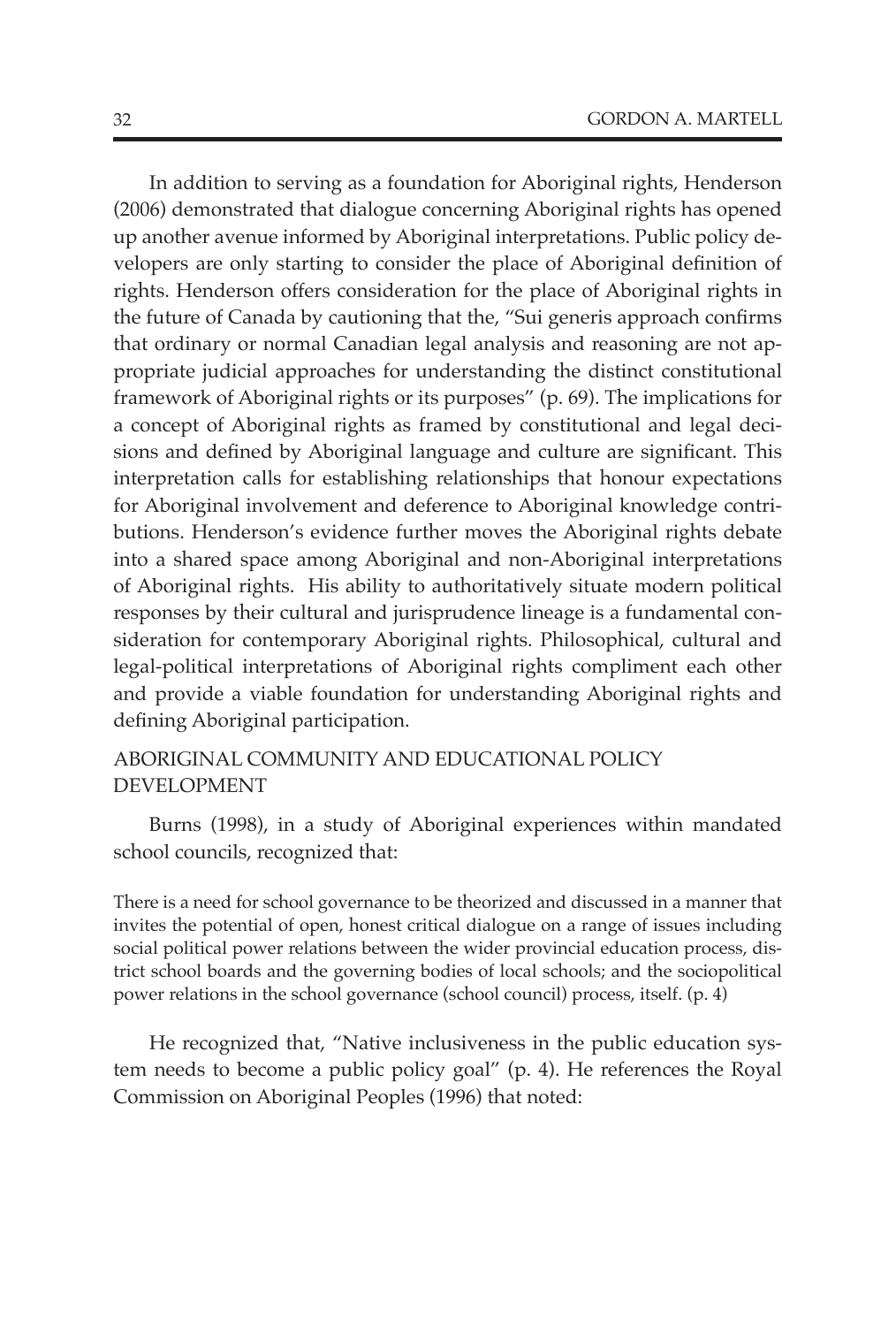In addition to serving as a foundation for Aboriginal rights, Henderson (2006) demonstrated that dialogue concerning Aboriginal rights has opened up another avenue informed by Aboriginal interpretations. Public policy developers are only starting to consider the place of Aboriginal definition of rights. Henderson offers consideration for the place of Aboriginal rights in the future of Canada by cautioning that the, "Sui generis approach confirms that ordinary or normal Canadian legal analysis and reasoning are not appropriate judicial approaches for understanding the distinct constitutional framework of Aboriginal rights or its purposes" (p. 69). The implications for a concept of Aboriginal rights as framed by constitutional and legal decisions and defined by Aboriginal language and culture are significant. This interpretation calls for establishing relationships that honour expectations for Aboriginal involvement and deference to Aboriginal knowledge contributions. Henderson's evidence further moves the Aboriginal rights debate into a shared space among Aboriginal and non-Aboriginal interpretations of Aboriginal rights. His ability to authoritatively situate modern political responses by their cultural and jurisprudence lineage is a fundamental consideration for contemporary Aboriginal rights. Philosophical, cultural and legal-political interpretations of Aboriginal rights compliment each other and provide a viable foundation for understanding Aboriginal rights and defining Aboriginal participation.

## ABORIGINAL COMMUNITY AND EDUCATIONAL POLICY DEVELOPMENT

Burns (1998), in a study of Aboriginal experiences within mandated school councils, recognized that:

> There is a need for school governance to be theorized and discussed in a manner that invites the potential of open, honest critical dialogue on a range of issues including social political power relations between the wider provincial education process, district school boards and the governing bodies of local schools; and the sociopolitical power relations in the school governance (school council) process, itself. (p. 4)

He recognized that, "Native inclusiveness in the public education system needs to become a public policy goal" (p. 4). He references the Royal Commission on Aboriginal Peoples (1996) that noted: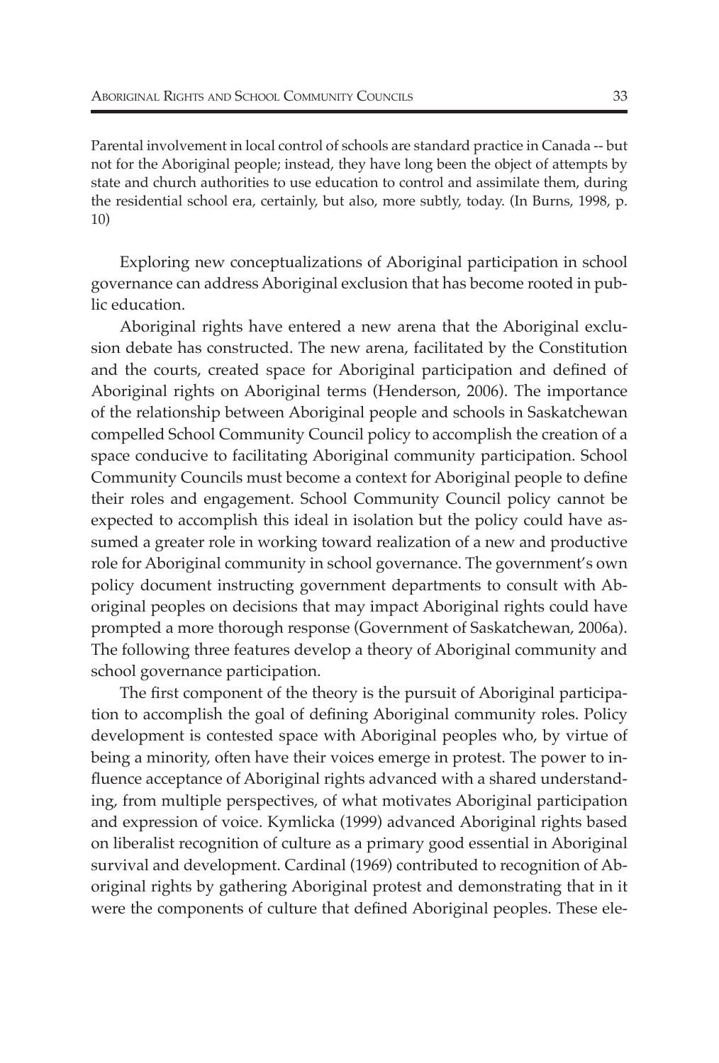> Parental involvement in local control of schools are standard practice in Canada -- but not for the Aboriginal people; instead, they have long been the object of attempts by state and church authorities to use education to control and assimilate them, during the residential school era, certainly, but also, more subtly, today. (In Burns, 1998, p. 10)

Exploring new conceptualizations of Aboriginal participation in school governance can address Aboriginal exclusion that has become rooted in public education.

Aboriginal rights have entered a new arena that the Aboriginal exclusion debate has constructed. The new arena, facilitated by the Constitution and the courts, created space for Aboriginal participation and defined of Aboriginal rights on Aboriginal terms (Henderson, 2006). The importance of the relationship between Aboriginal people and schools in Saskatchewan compelled School Community Council policy to accomplish the creation of a space conducive to facilitating Aboriginal community participation. School Community Councils must become a context for Aboriginal people to define their roles and engagement. School Community Council policy cannot be expected to accomplish this ideal in isolation but the policy could have assumed a greater role in working toward realization of a new and productive role for Aboriginal community in school governance. The government's own policy document instructing government departments to consult with Aboriginal peoples on decisions that may impact Aboriginal rights could have prompted a more thorough response (Government of Saskatchewan, 2006a). The following three features develop a theory of Aboriginal community and school governance participation.

The first component of the theory is the pursuit of Aboriginal participation to accomplish the goal of defining Aboriginal community roles. Policy development is contested space with Aboriginal peoples who, by virtue of being a minority, often have their voices emerge in protest. The power to influence acceptance of Aboriginal rights advanced with a shared understanding, from multiple perspectives, of what motivates Aboriginal participation and expression of voice. Kymlicka (1999) advanced Aboriginal rights based on liberalist recognition of culture as a primary good essential in Aboriginal survival and development. Cardinal (1969) contributed to recognition of Aboriginal rights by gathering Aboriginal protest and demonstrating that in it were the components of culture that defined Aboriginal peoples. These ele-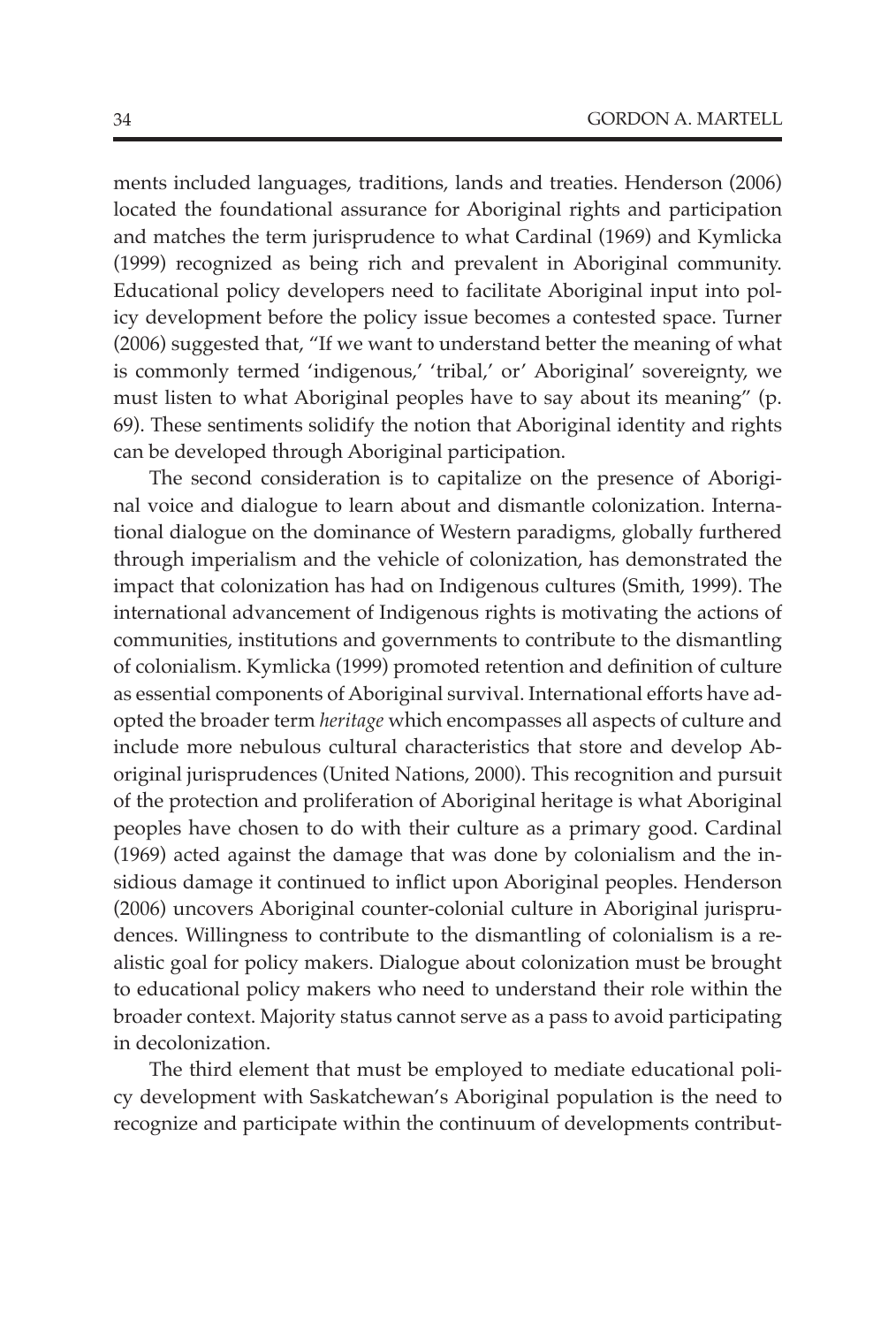ments included languages, traditions, lands and treaties. Henderson (2006) located the foundational assurance for Aboriginal rights and participation and matches the term jurisprudence to what Cardinal (1969) and Kymlicka (1999) recognized as being rich and prevalent in Aboriginal community. Educational policy developers need to facilitate Aboriginal input into policy development before the policy issue becomes a contested space. Turner (2006) suggested that, "If we want to understand better the meaning of what is commonly termed 'indigenous,' 'tribal,' or' Aboriginal' sovereignty, we must listen to what Aboriginal peoples have to say about its meaning" (p. 69). These sentiments solidify the notion that Aboriginal identity and rights can be developed through Aboriginal participation.

The second consideration is to capitalize on the presence of Aboriginal voice and dialogue to learn about and dismantle colonization. International dialogue on the dominance of Western paradigms, globally furthered through imperialism and the vehicle of colonization, has demonstrated the impact that colonization has had on Indigenous cultures (Smith, 1999). The international advancement of Indigenous rights is motivating the actions of communities, institutions and governments to contribute to the dismantling of colonialism. Kymlicka (1999) promoted retention and definition of culture as essential components of Aboriginal survival. International efforts have adopted the broader term *heritage* which encompasses all aspects of culture and include more nebulous cultural characteristics that store and develop Aboriginal jurisprudences (United Nations, 2000). This recognition and pursuit of the protection and proliferation of Aboriginal heritage is what Aboriginal peoples have chosen to do with their culture as a primary good. Cardinal (1969) acted against the damage that was done by colonialism and the insidious damage it continued to inflict upon Aboriginal peoples. Henderson (2006) uncovers Aboriginal counter-colonial culture in Aboriginal jurisprudences. Willingness to contribute to the dismantling of colonialism is a realistic goal for policy makers. Dialogue about colonization must be brought to educational policy makers who need to understand their role within the broader context. Majority status cannot serve as a pass to avoid participating in decolonization.

The third element that must be employed to mediate educational policy development with Saskatchewan's Aboriginal population is the need to recognize and participate within the continuum of developments contribut-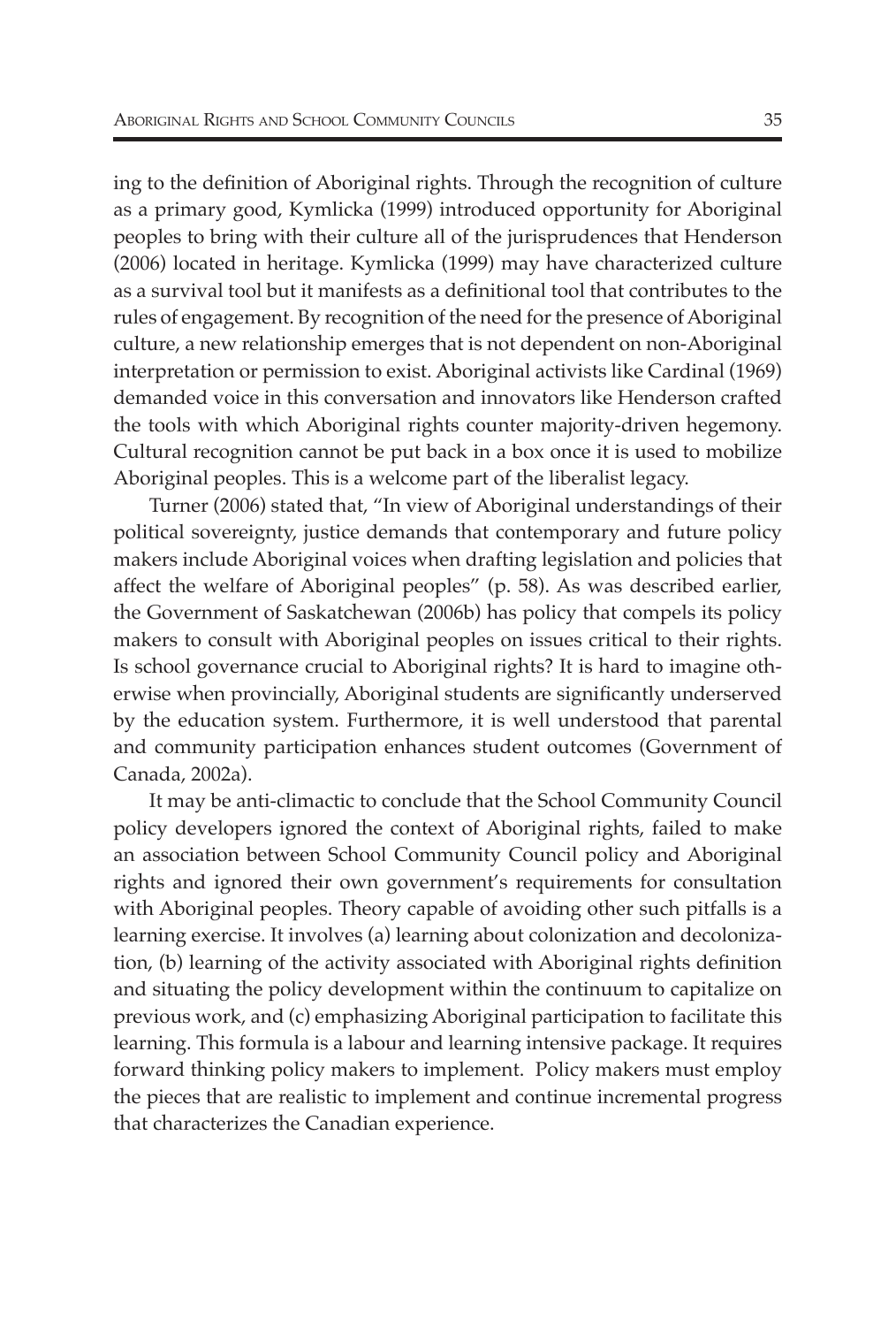ing to the definition of Aboriginal rights. Through the recognition of culture as a primary good, Kymlicka (1999) introduced opportunity for Aboriginal peoples to bring with their culture all of the jurisprudences that Henderson (2006) located in heritage. Kymlicka (1999) may have characterized culture as a survival tool but it manifests as a definitional tool that contributes to the rules of engagement. By recognition of the need for the presence of Aboriginal culture, a new relationship emerges that is not dependent on non-Aboriginal interpretation or permission to exist. Aboriginal activists like Cardinal (1969) demanded voice in this conversation and innovators like Henderson crafted the tools with which Aboriginal rights counter majority-driven hegemony. Cultural recognition cannot be put back in a box once it is used to mobilize Aboriginal peoples. This is a welcome part of the liberalist legacy.

Turner (2006) stated that, "In view of Aboriginal understandings of their political sovereignty, justice demands that contemporary and future policy makers include Aboriginal voices when drafting legislation and policies that affect the welfare of Aboriginal peoples" (p. 58). As was described earlier, the Government of Saskatchewan (2006b) has policy that compels its policy makers to consult with Aboriginal peoples on issues critical to their rights. Is school governance crucial to Aboriginal rights? It is hard to imagine otherwise when provincially, Aboriginal students are significantly underserved by the education system. Furthermore, it is well understood that parental and community participation enhances student outcomes (Government of Canada, 2002a).

It may be anti-climactic to conclude that the School Community Council policy developers ignored the context of Aboriginal rights, failed to make an association between School Community Council policy and Aboriginal rights and ignored their own government's requirements for consultation with Aboriginal peoples. Theory capable of avoiding other such pitfalls is a learning exercise. It involves (a) learning about colonization and decolonization, (b) learning of the activity associated with Aboriginal rights definition and situating the policy development within the continuum to capitalize on previous work, and (c) emphasizing Aboriginal participation to facilitate this learning. This formula is a labour and learning intensive package. It requires forward thinking policy makers to implement. Policy makers must employ the pieces that are realistic to implement and continue incremental progress that characterizes the Canadian experience.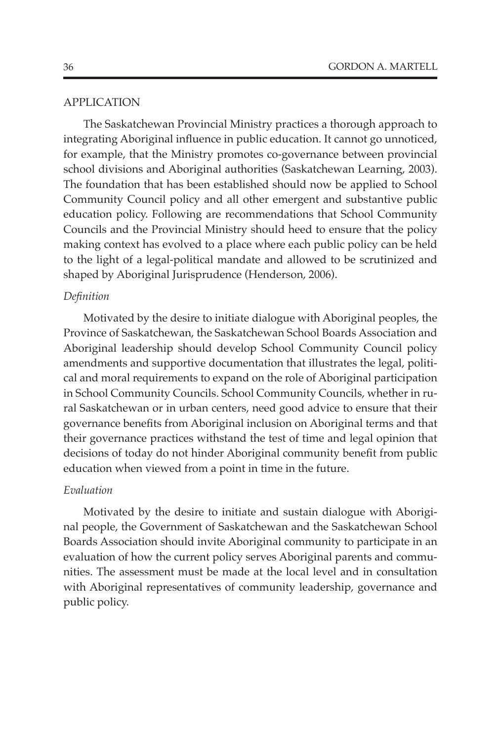## APPLICATION

The Saskatchewan Provincial Ministry practices a thorough approach to integrating Aboriginal influence in public education. It cannot go unnoticed, for example, that the Ministry promotes co-governance between provincial school divisions and Aboriginal authorities (Saskatchewan Learning, 2003). The foundation that has been established should now be applied to School Community Council policy and all other emergent and substantive public education policy. Following are recommendations that School Community Councils and the Provincial Ministry should heed to ensure that the policy making context has evolved to a place where each public policy can be held to the light of a legal-political mandate and allowed to be scrutinized and shaped by Aboriginal Jurisprudence (Henderson, 2006).

### *Definition*

Motivated by the desire to initiate dialogue with Aboriginal peoples, the Province of Saskatchewan, the Saskatchewan School Boards Association and Aboriginal leadership should develop School Community Council policy amendments and supportive documentation that illustrates the legal, political and moral requirements to expand on the role of Aboriginal participation in School Community Councils. School Community Councils, whether in rural Saskatchewan or in urban centers, need good advice to ensure that their governance benefits from Aboriginal inclusion on Aboriginal terms and that their governance practices withstand the test of time and legal opinion that decisions of today do not hinder Aboriginal community benefit from public education when viewed from a point in time in the future.

### *Evaluation*

Motivated by the desire to initiate and sustain dialogue with Aboriginal people, the Government of Saskatchewan and the Saskatchewan School Boards Association should invite Aboriginal community to participate in an evaluation of how the current policy serves Aboriginal parents and communities. The assessment must be made at the local level and in consultation with Aboriginal representatives of community leadership, governance and public policy.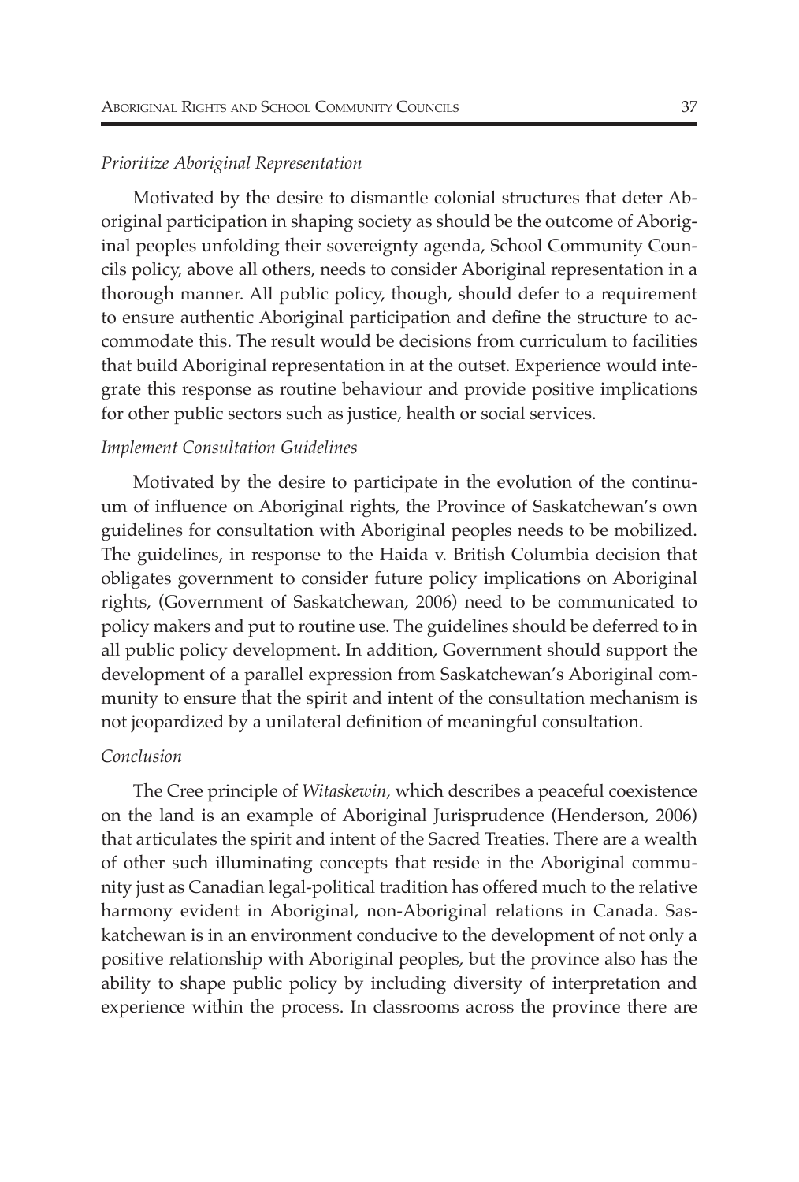*Prioritize Aboriginal Representation*

Motivated by the desire to dismantle colonial structures that deter Aboriginal participation in shaping society as should be the outcome of Aboriginal peoples unfolding their sovereignty agenda, School Community Councils policy, above all others, needs to consider Aboriginal representation in a thorough manner. All public policy, though, should defer to a requirement to ensure authentic Aboriginal participation and define the structure to accommodate this. The result would be decisions from curriculum to facilities that build Aboriginal representation in at the outset. Experience would integrate this response as routine behaviour and provide positive implications for other public sectors such as justice, health or social services.

*Implement Consultation Guidelines*

Motivated by the desire to participate in the evolution of the continuum of influence on Aboriginal rights, the Province of Saskatchewan's own guidelines for consultation with Aboriginal peoples needs to be mobilized. The guidelines, in response to the Haida v. British Columbia decision that obligates government to consider future policy implications on Aboriginal rights, (Government of Saskatchewan, 2006) need to be communicated to policy makers and put to routine use. The guidelines should be deferred to in all public policy development. In addition, Government should support the development of a parallel expression from Saskatchewan's Aboriginal community to ensure that the spirit and intent of the consultation mechanism is not jeopardized by a unilateral definition of meaningful consultation.

*Conclusion*

The Cree principle of *Witaskewin,* which describes a peaceful coexistence on the land is an example of Aboriginal Jurisprudence (Henderson, 2006) that articulates the spirit and intent of the Sacred Treaties. There are a wealth of other such illuminating concepts that reside in the Aboriginal community just as Canadian legal-political tradition has offered much to the relative harmony evident in Aboriginal, non-Aboriginal relations in Canada. Saskatchewan is in an environment conducive to the development of not only a positive relationship with Aboriginal peoples, but the province also has the ability to shape public policy by including diversity of interpretation and experience within the process. In classrooms across the province there are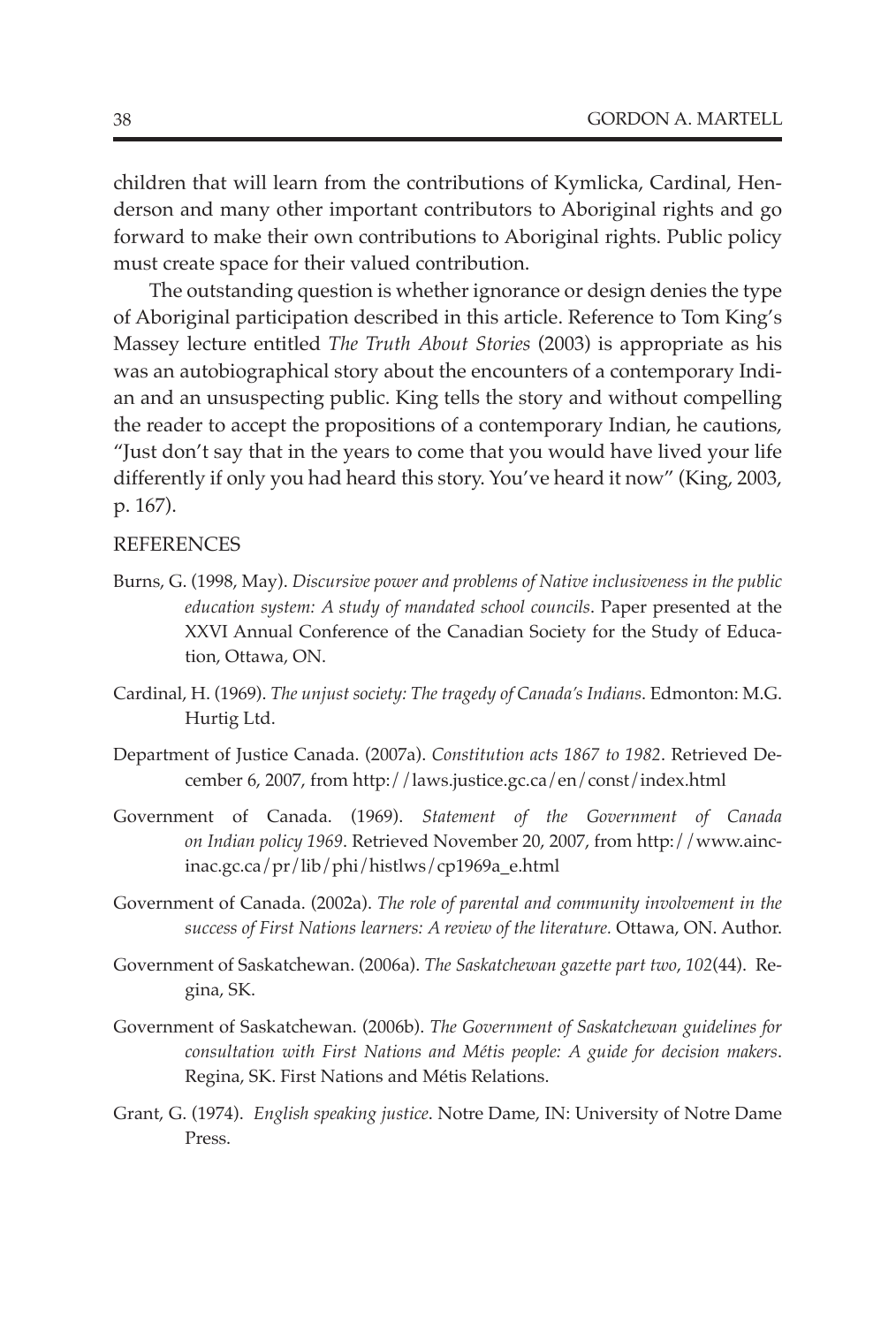children that will learn from the contributions of Kymlicka, Cardinal, Henderson and many other important contributors to Aboriginal rights and go forward to make their own contributions to Aboriginal rights. Public policy must create space for their valued contribution.

The outstanding question is whether ignorance or design denies the type of Aboriginal participation described in this article. Reference to Tom King's Massey lecture entitled *The Truth About Stories* (2003) is appropriate as his was an autobiographical story about the encounters of a contemporary Indian and an unsuspecting public. King tells the story and without compelling the reader to accept the propositions of a contemporary Indian, he cautions, "Just don't say that in the years to come that you would have lived your life differently if only you had heard this story. You've heard it now" (King, 2003, p. 167).

## REFERENCES

Burns, G. (1998, May). *Discursive power and problems of Native inclusiveness in the public education system: A study of mandated school councils*. Paper presented at the XXVI Annual Conference of the Canadian Society for the Study of Education, Ottawa, ON.

Cardinal, H. (1969). *The unjust society: The tragedy of Canada's Indians*. Edmonton: M.G. Hurtig Ltd.

Department of Justice Canada. (2007a). *Constitution acts 1867 to 1982*. Retrieved December 6, 2007, from http://laws.justice.gc.ca/en/const/index.html

Government of Canada. (1969). *Statement of the Government of Canada on Indian policy 1969*. Retrieved November 20, 2007, from http://www.ainc-inac.gc.ca/pr/lib/phi/histlws/cp1969a_e.html

Government of Canada. (2002a). *The role of parental and community involvement in the success of First Nations learners: A review of the literature.* Ottawa, ON. Author.

Government of Saskatchewan. (2006a). *The Saskatchewan gazette part two*, *102*(44). Regina, SK.

Government of Saskatchewan. (2006b). *The Government of Saskatchewan guidelines for consultation with First Nations and Métis people: A guide for decision makers*. Regina, SK. First Nations and Métis Relations.

Grant, G. (1974). *English speaking justice*. Notre Dame, IN: University of Notre Dame Press.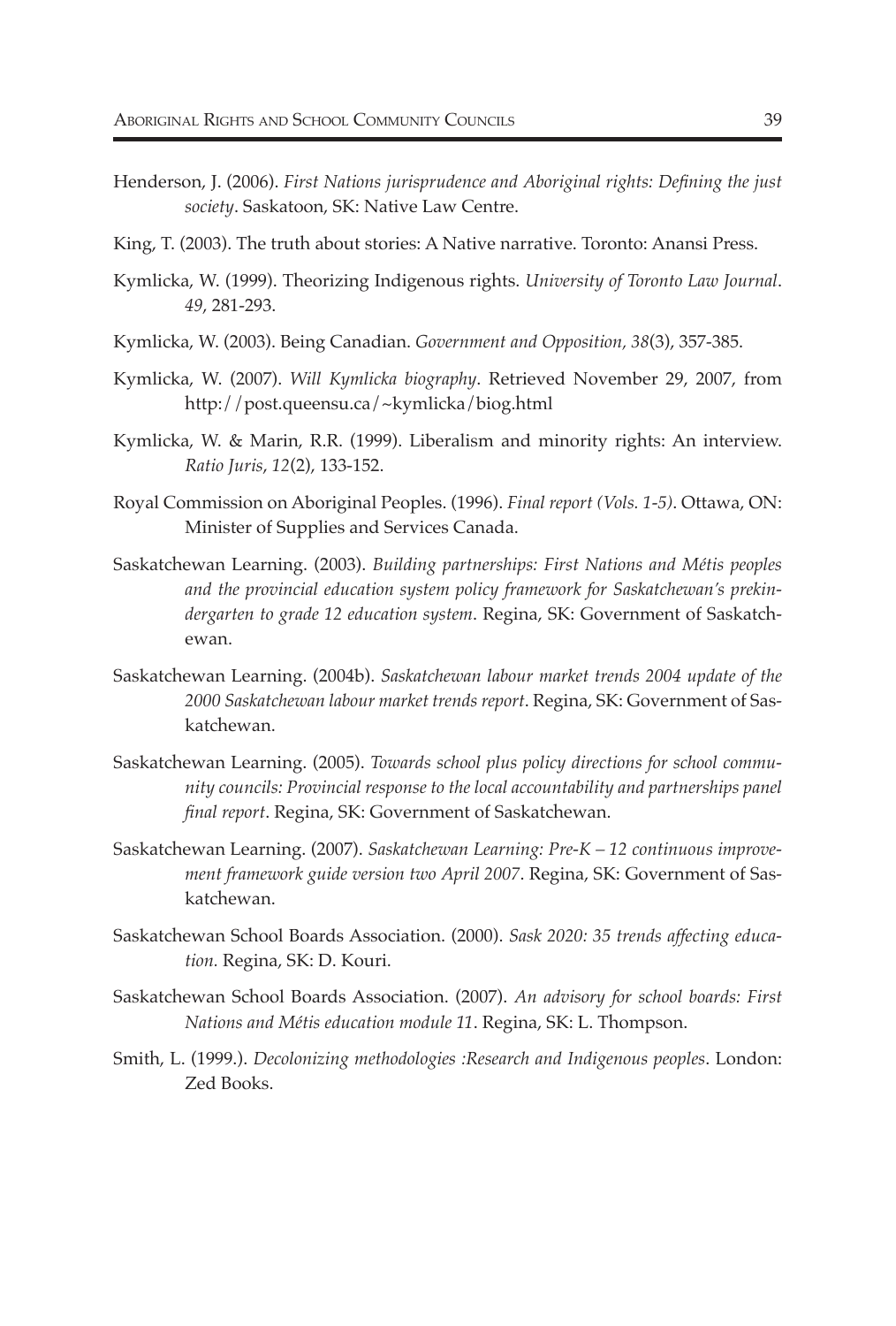Henderson, J. (2006). *First Nations jurisprudence and Aboriginal rights: Defining the just society*. Saskatoon, SK: Native Law Centre.

King, T. (2003). The truth about stories: A Native narrative. Toronto: Anansi Press.

Kymlicka, W. (1999). Theorizing Indigenous rights. *University of Toronto Law Journal*. *49*, 281-293.

Kymlicka, W. (2003). Being Canadian. *Government and Opposition, 38*(3), 357-385.

Kymlicka, W. (2007). *Will Kymlicka biography*. Retrieved November 29, 2007, from http://post.queensu.ca/~kymlicka/biog.html

Kymlicka, W. & Marin, R.R. (1999). Liberalism and minority rights: An interview. *Ratio Juris*, *12*(2), 133-152.

Royal Commission on Aboriginal Peoples. (1996). *Final report (Vols. 1-5)*. Ottawa, ON: Minister of Supplies and Services Canada.

Saskatchewan Learning. (2003). *Building partnerships: First Nations and Métis peoples and the provincial education system policy framework for Saskatchewan's prekindergarten to grade 12 education system*. Regina, SK: Government of Saskatchewan.

Saskatchewan Learning. (2004b). *Saskatchewan labour market trends 2004 update of the 2000 Saskatchewan labour market trends report*. Regina, SK: Government of Saskatchewan.

Saskatchewan Learning. (2005). *Towards school plus policy directions for school community councils: Provincial response to the local accountability and partnerships panel final report*. Regina, SK: Government of Saskatchewan.

Saskatchewan Learning. (2007). *Saskatchewan Learning: Pre-K – 12 continuous improvement framework guide version two April 2007*. Regina, SK: Government of Saskatchewan.

Saskatchewan School Boards Association. (2000). *Sask 2020: 35 trends affecting education.* Regina, SK: D. Kouri.

Saskatchewan School Boards Association. (2007). *An advisory for school boards: First Nations and Métis education module 11*. Regina, SK: L. Thompson.

Smith, L. (1999.). *Decolonizing methodologies :Research and Indigenous peoples*. London: Zed Books.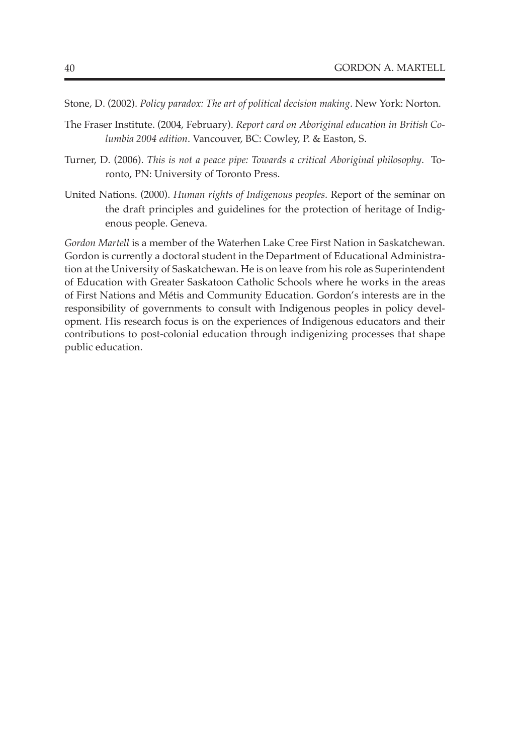Stone, D. (2002). *Policy paradox: The art of political decision making*. New York: Norton.

The Fraser Institute. (2004, February). *Report card on Aboriginal education in British Columbia 2004 edition*. Vancouver, BC: Cowley, P. & Easton, S.

Turner, D. (2006). *This is not a peace pipe: Towards a critical Aboriginal philosophy*. Toronto, PN: University of Toronto Press.

United Nations. (2000). *Human rights of Indigenous peoples*. Report of the seminar on the draft principles and guidelines for the protection of heritage of Indigenous people. Geneva.

*Gordon Martell* is a member of the Waterhen Lake Cree First Nation in Saskatchewan. Gordon is currently a doctoral student in the Department of Educational Administration at the University of Saskatchewan. He is on leave from his role as Superintendent of Education with Greater Saskatoon Catholic Schools where he works in the areas of First Nations and Métis and Community Education. Gordon's interests are in the responsibility of governments to consult with Indigenous peoples in policy development. His research focus is on the experiences of Indigenous educators and their contributions to post-colonial education through indigenizing processes that shape public education.